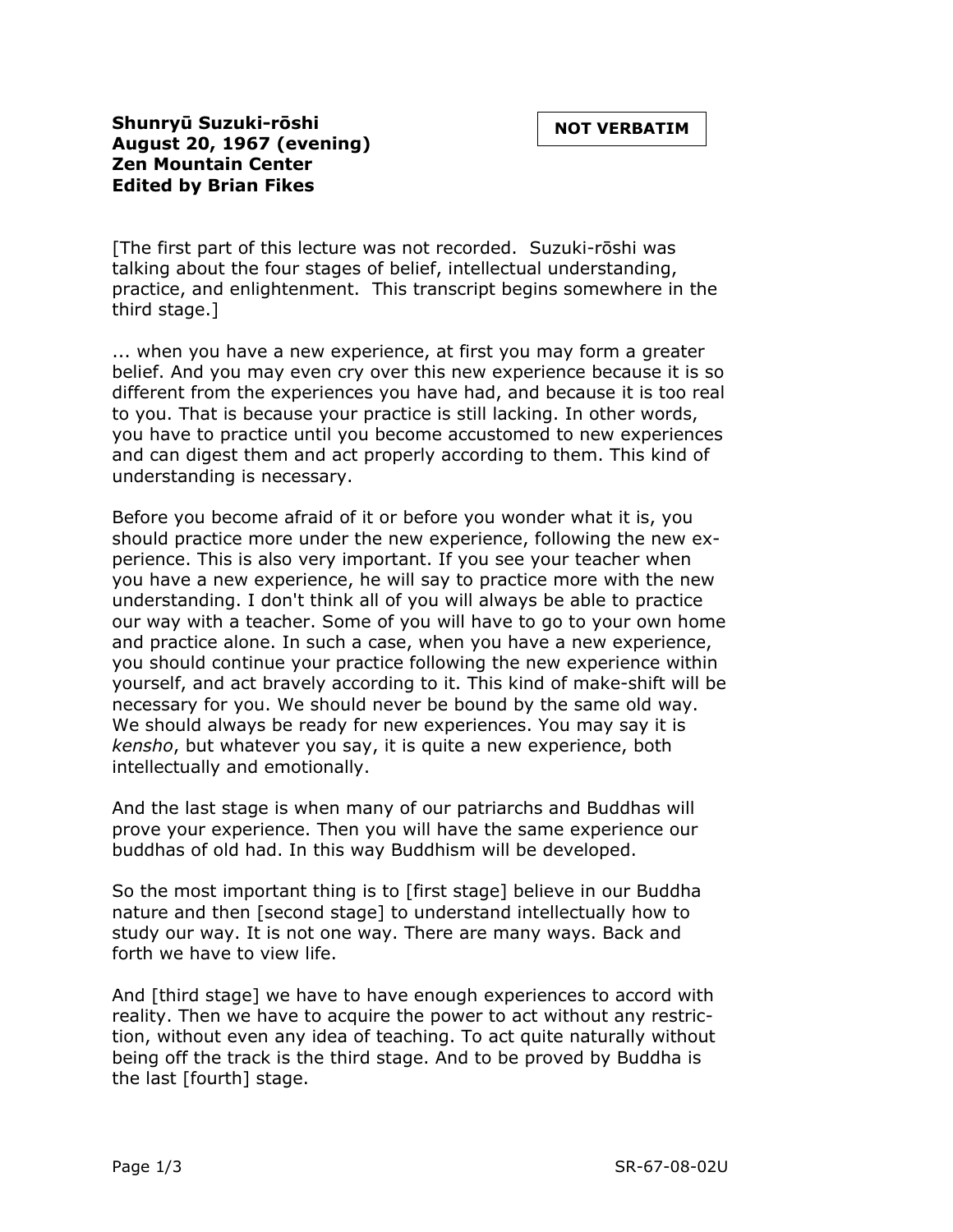**Shunryū Suzuki-rōshi**
**August 20, 1967 (evening)**
**Zen Mountain Center**
**Edited by Brian Fikes**

**NOT VERBATIM**

[The first part of this lecture was not recorded. Suzuki-rōshi was talking about the four stages of belief, intellectual understanding, practice, and enlightenment. This transcript begins somewhere in the third stage.]

... when you have a new experience, at first you may form a greater belief. And you may even cry over this new experience because it is so different from the experiences you have had, and because it is too real to you. That is because your practice is still lacking. In other words, you have to practice until you become accustomed to new experiences and can digest them and act properly according to them. This kind of understanding is necessary.

Before you become afraid of it or before you wonder what it is, you should practice more under the new experience, following the new experience. This is also very important. If you see your teacher when you have a new experience, he will say to practice more with the new understanding. I don't think all of you will always be able to practice our way with a teacher. Some of you will have to go to your own home and practice alone. In such a case, when you have a new experience, you should continue your practice following the new experience within yourself, and act bravely according to it. This kind of make-shift will be necessary for you. We should never be bound by the same old way. We should always be ready for new experiences. You may say it is *kensho*, but whatever you say, it is quite a new experience, both intellectually and emotionally.

And the last stage is when many of our patriarchs and Buddhas will prove your experience. Then you will have the same experience our buddhas of old had. In this way Buddhism will be developed.

So the most important thing is to [first stage] believe in our Buddha nature and then [second stage] to understand intellectually how to study our way. It is not one way. There are many ways. Back and forth we have to view life.

And [third stage] we have to have enough experiences to accord with reality. Then we have to acquire the power to act without any restriction, without even any idea of teaching. To act quite naturally without being off the track is the third stage. And to be proved by Buddha is the last [fourth] stage.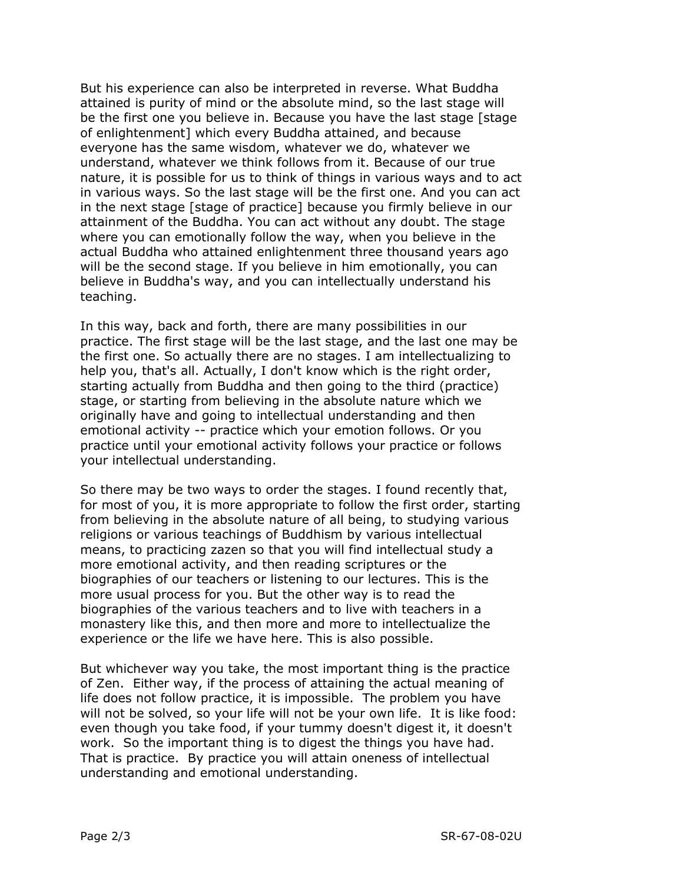But his experience can also be interpreted in reverse. What Buddha attained is purity of mind or the absolute mind, so the last stage will be the first one you believe in. Because you have the last stage [stage of enlightenment] which every Buddha attained, and because everyone has the same wisdom, whatever we do, whatever we understand, whatever we think follows from it. Because of our true nature, it is possible for us to think of things in various ways and to act in various ways. So the last stage will be the first one. And you can act in the next stage [stage of practice] because you firmly believe in our attainment of the Buddha. You can act without any doubt. The stage where you can emotionally follow the way, when you believe in the actual Buddha who attained enlightenment three thousand years ago will be the second stage. If you believe in him emotionally, you can believe in Buddha's way, and you can intellectually understand his teaching.

In this way, back and forth, there are many possibilities in our practice. The first stage will be the last stage, and the last one may be the first one. So actually there are no stages. I am intellectualizing to help you, that's all. Actually, I don't know which is the right order, starting actually from Buddha and then going to the third (practice) stage, or starting from believing in the absolute nature which we originally have and going to intellectual understanding and then emotional activity -- practice which your emotion follows. Or you practice until your emotional activity follows your practice or follows your intellectual understanding.

So there may be two ways to order the stages. I found recently that, for most of you, it is more appropriate to follow the first order, starting from believing in the absolute nature of all being, to studying various religions or various teachings of Buddhism by various intellectual means, to practicing zazen so that you will find intellectual study a more emotional activity, and then reading scriptures or the biographies of our teachers or listening to our lectures. This is the more usual process for you. But the other way is to read the biographies of the various teachers and to live with teachers in a monastery like this, and then more and more to intellectualize the experience or the life we have here. This is also possible.

But whichever way you take, the most important thing is the practice of Zen. Either way, if the process of attaining the actual meaning of life does not follow practice, it is impossible. The problem you have will not be solved, so your life will not be your own life. It is like food: even though you take food, if your tummy doesn't digest it, it doesn't work. So the important thing is to digest the things you have had. That is practice. By practice you will attain oneness of intellectual understanding and emotional understanding.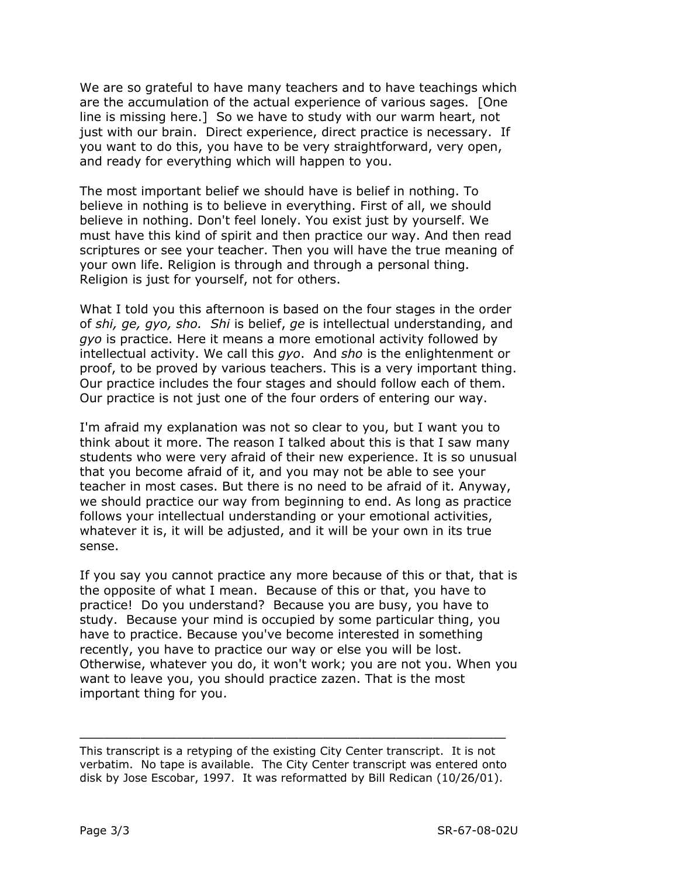We are so grateful to have many teachers and to have teachings which are the accumulation of the actual experience of various sages. [One line is missing here.] So we have to study with our warm heart, not just with our brain. Direct experience, direct practice is necessary. If you want to do this, you have to be very straightforward, very open, and ready for everything which will happen to you.

The most important belief we should have is belief in nothing. To believe in nothing is to believe in everything. First of all, we should believe in nothing. Don't feel lonely. You exist just by yourself. We must have this kind of spirit and then practice our way. And then read scriptures or see your teacher. Then you will have the true meaning of your own life. Religion is through and through a personal thing. Religion is just for yourself, not for others.

What I told you this afternoon is based on the four stages in the order of *shi, ge, gyo, sho. Shi* is belief, *ge* is intellectual understanding, and *gyo* is practice. Here it means a more emotional activity followed by intellectual activity. We call this *gyo*. And *sho* is the enlightenment or proof, to be proved by various teachers. This is a very important thing. Our practice includes the four stages and should follow each of them. Our practice is not just one of the four orders of entering our way.

I'm afraid my explanation was not so clear to you, but I want you to think about it more. The reason I talked about this is that I saw many students who were very afraid of their new experience. It is so unusual that you become afraid of it, and you may not be able to see your teacher in most cases. But there is no need to be afraid of it. Anyway, we should practice our way from beginning to end. As long as practice follows your intellectual understanding or your emotional activities, whatever it is, it will be adjusted, and it will be your own in its true sense.

If you say you cannot practice any more because of this or that, that is the opposite of what I mean. Because of this or that, you have to practice! Do you understand? Because you are busy, you have to study. Because your mind is occupied by some particular thing, you have to practice. Because you've become interested in something recently, you have to practice our way or else you will be lost. Otherwise, whatever you do, it won't work; you are not you. When you want to leave you, you should practice zazen. That is the most important thing for you.

---

This transcript is a retyping of the existing City Center transcript. It is not verbatim. No tape is available. The City Center transcript was entered onto disk by Jose Escobar, 1997. It was reformatted by Bill Redican (10/26/01).